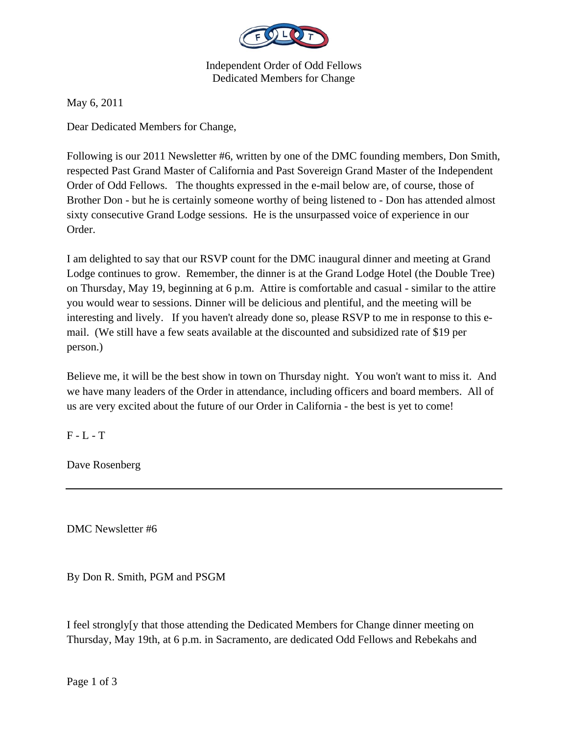Independent Order of Odd Fellows
Dedicated Members for Change

May 6, 2011

Dear Dedicated Members for Change,

Following is our 2011 Newsletter #6, written by one of the DMC founding members, Don Smith, respected Past Grand Master of California and Past Sovereign Grand Master of the Independent Order of Odd Fellows. The thoughts expressed in the e-mail below are, of course, those of Brother Don - but he is certainly someone worthy of being listened to - Don has attended almost sixty consecutive Grand Lodge sessions. He is the unsurpassed voice of experience in our Order.

I am delighted to say that our RSVP count for the DMC inaugural dinner and meeting at Grand Lodge continues to grow. Remember, the dinner is at the Grand Lodge Hotel (the Double Tree) on Thursday, May 19, beginning at 6 p.m. Attire is comfortable and casual - similar to the attire you would wear to sessions. Dinner will be delicious and plentiful, and the meeting will be interesting and lively. If you haven't already done so, please RSVP to me in response to this e-mail. (We still have a few seats available at the discounted and subsidized rate of $19 per person.)

Believe me, it will be the best show in town on Thursday night. You won't want to miss it. And we have many leaders of the Order in attendance, including officers and board members. All of us are very excited about the future of our Order in California - the best is yet to come!

F - L - T

Dave Rosenberg

---

DMC Newsletter #6

By Don R. Smith, PGM and PSGM

I feel strongly[y that those attending the Dedicated Members for Change dinner meeting on Thursday, May 19th, at 6 p.m. in Sacramento, are dedicated Odd Fellows and Rebekahs and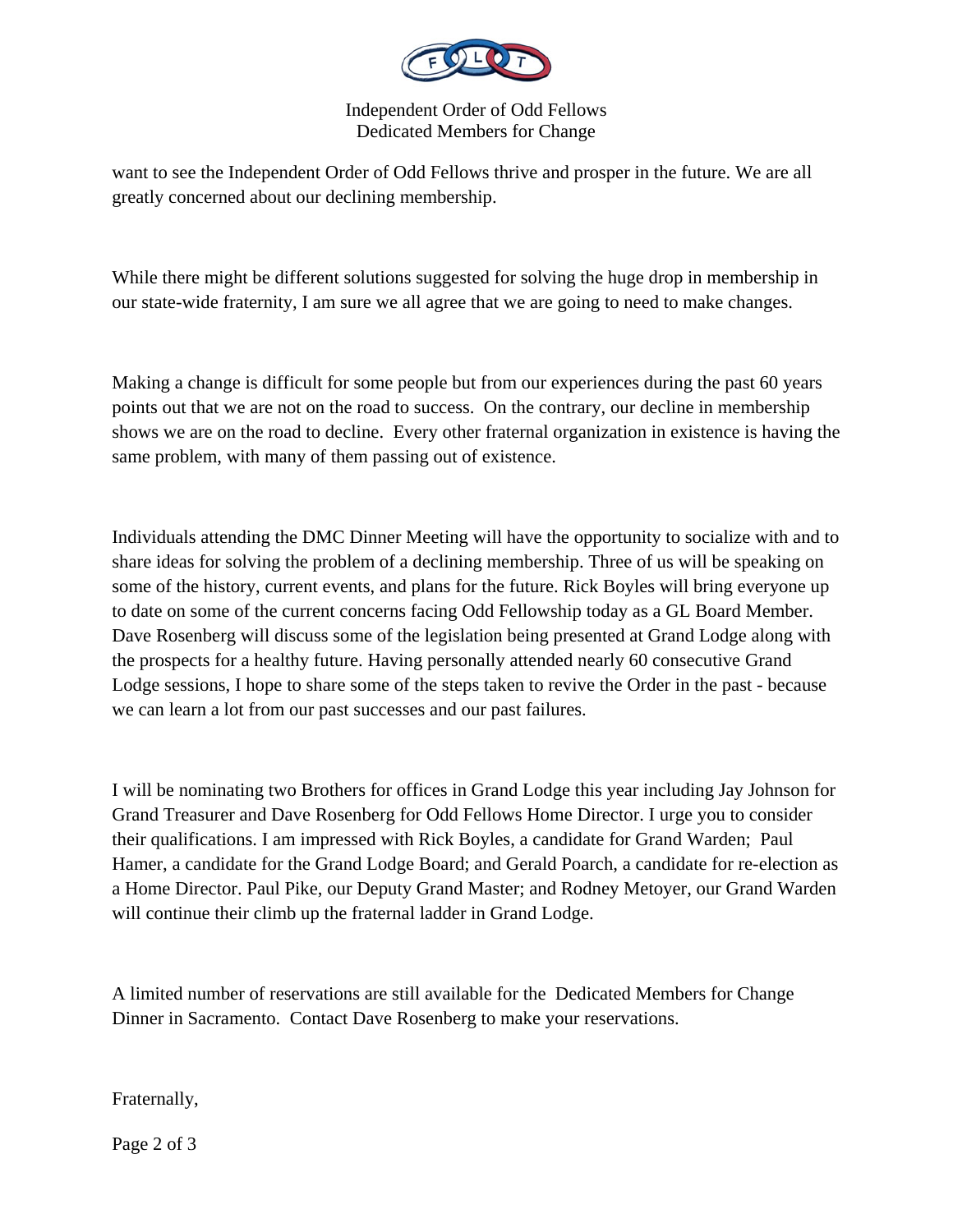want to see the Independent Order of Odd Fellows thrive and prosper in the future. We are all greatly concerned about our declining membership.

While there might be different solutions suggested for solving the huge drop in membership in our state-wide fraternity, I am sure we all agree that we are going to need to make changes.

Making a change is difficult for some people but from our experiences during the past 60 years points out that we are not on the road to success. On the contrary, our decline in membership shows we are on the road to decline. Every other fraternal organization in existence is having the same problem, with many of them passing out of existence.

Individuals attending the DMC Dinner Meeting will have the opportunity to socialize with and to share ideas for solving the problem of a declining membership. Three of us will be speaking on some of the history, current events, and plans for the future. Rick Boyles will bring everyone up to date on some of the current concerns facing Odd Fellowship today as a GL Board Member. Dave Rosenberg will discuss some of the legislation being presented at Grand Lodge along with the prospects for a healthy future. Having personally attended nearly 60 consecutive Grand Lodge sessions, I hope to share some of the steps taken to revive the Order in the past - because we can learn a lot from our past successes and our past failures.

I will be nominating two Brothers for offices in Grand Lodge this year including Jay Johnson for Grand Treasurer and Dave Rosenberg for Odd Fellows Home Director. I urge you to consider their qualifications. I am impressed with Rick Boyles, a candidate for Grand Warden; Paul Hamer, a candidate for the Grand Lodge Board; and Gerald Poarch, a candidate for re-election as a Home Director. Paul Pike, our Deputy Grand Master; and Rodney Metoyer, our Grand Warden will continue their climb up the fraternal ladder in Grand Lodge.

A limited number of reservations are still available for the Dedicated Members for Change Dinner in Sacramento. Contact Dave Rosenberg to make your reservations.

Fraternally,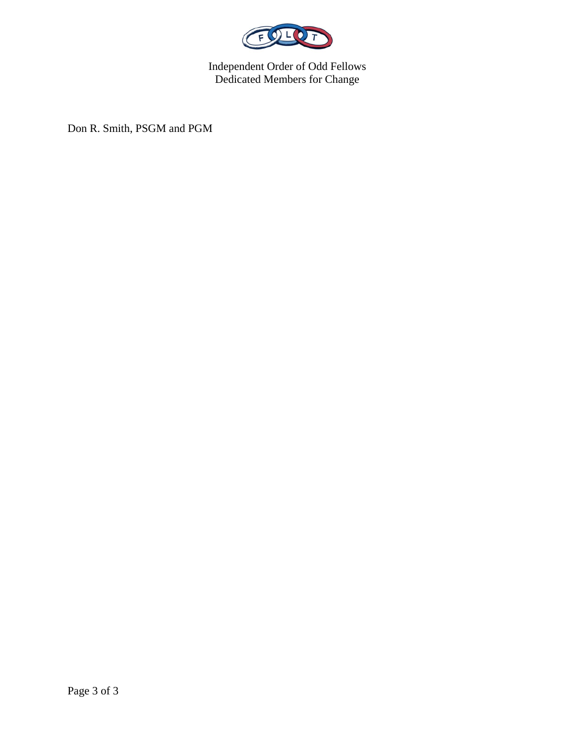Independent Order of Odd Fellows
Dedicated Members for Change

Don R. Smith, PSGM and PGM